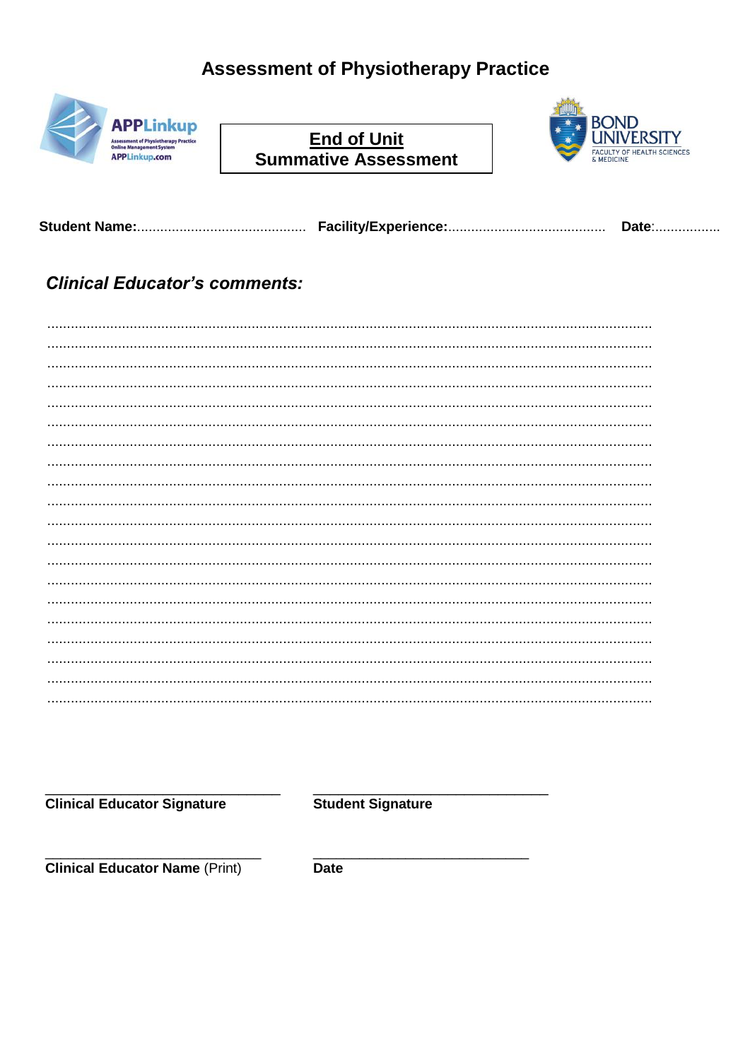# Assessment of Physiotherapy Practice

APPLinkup
Assessment of Physiotherapy Practice Online Management System
APPLinkup.com

**End of Unit**
**Summative Assessment**

BOND UNIVERSITY
FACULTY OF HEALTH SCIENCES & MEDICINE

**Student Name:**........................................... **Facility/Experience:**........................................ **Date**:.................

## *Clinical Educator's comments:*

..........................................................................................................................................................
..........................................................................................................................................................
..........................................................................................................................................................
..........................................................................................................................................................
..........................................................................................................................................................
..........................................................................................................................................................
..........................................................................................................................................................
..........................................................................................................................................................
..........................................................................................................................................................
..........................................................................................................................................................
..........................................................................................................................................................
..........................................................................................................................................................
..........................................................................................................................................................
..........................................................................................................................................................
..........................................................................................................................................................
..........................................................................................................................................................
..........................................................................................................................................................
..........................................................................................................................................................
..........................................................................................................................................................
..........................................................................................................................................................

_______________________________ &nbsp;&nbsp;&nbsp; _______________________________
**Clinical Educator Signature** &nbsp;&nbsp;&nbsp; **Student Signature**

_______________________________ &nbsp;&nbsp;&nbsp; _______________________________
**Clinical Educator Name** (Print) &nbsp;&nbsp;&nbsp; **Date**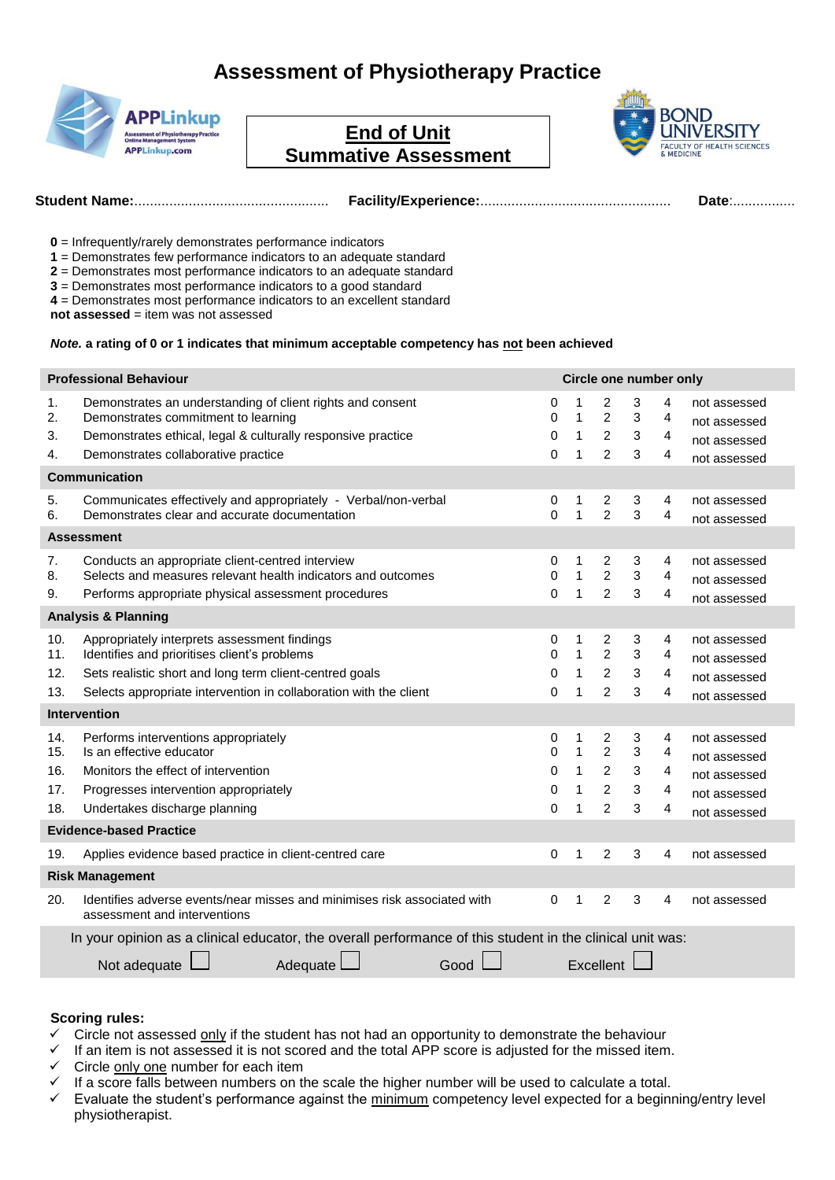# Assessment of Physiotherapy Practice

**End of Unit Summative Assessment**

**Student Name:**................................................. **Facility/Experience:**................................................ **Date**:................

**0** = Infrequently/rarely demonstrates performance indicators
**1** = Demonstrates few performance indicators to an adequate standard
**2** = Demonstrates most performance indicators to an adequate standard
**3** = Demonstrates most performance indicators to a good standard
**4** = Demonstrates most performance indicators to an excellent standard
**not assessed** = item was not assessed

***Note.*** **a rating of 0 or 1 indicates that minimum acceptable competency has not been achieved**

| | **Professional Behaviour** | **Circle one number only** | | | | | |
|---|---|---|---|---|---|---|---|
| 1. | Demonstrates an understanding of client rights and consent | 0 | 1 | 2 | 3 | 4 | not assessed |
| 2. | Demonstrates commitment to learning | 0 | 1 | 2 | 3 | 4 | not assessed |
| 3. | Demonstrates ethical, legal & culturally responsive practice | 0 | 1 | 2 | 3 | 4 | not assessed |
| 4. | Demonstrates collaborative practice | 0 | 1 | 2 | 3 | 4 | not assessed |
| | **Communication** | | | | | | |
| 5. | Communicates effectively and appropriately - Verbal/non-verbal | 0 | 1 | 2 | 3 | 4 | not assessed |
| 6. | Demonstrates clear and accurate documentation | 0 | 1 | 2 | 3 | 4 | not assessed |
| | **Assessment** | | | | | | |
| 7. | Conducts an appropriate client-centred interview | 0 | 1 | 2 | 3 | 4 | not assessed |
| 8. | Selects and measures relevant health indicators and outcomes | 0 | 1 | 2 | 3 | 4 | not assessed |
| 9. | Performs appropriate physical assessment procedures | 0 | 1 | 2 | 3 | 4 | not assessed |
| | **Analysis & Planning** | | | | | | |
| 10. | Appropriately interprets assessment findings | 0 | 1 | 2 | 3 | 4 | not assessed |
| 11. | Identifies and prioritises client's problems | 0 | 1 | 2 | 3 | 4 | not assessed |
| 12. | Sets realistic short and long term client-centred goals | 0 | 1 | 2 | 3 | 4 | not assessed |
| 13. | Selects appropriate intervention in collaboration with the client | 0 | 1 | 2 | 3 | 4 | not assessed |
| | **Intervention** | | | | | | |
| 14. | Performs interventions appropriately | 0 | 1 | 2 | 3 | 4 | not assessed |
| 15. | Is an effective educator | 0 | 1 | 2 | 3 | 4 | not assessed |
| 16. | Monitors the effect of intervention | 0 | 1 | 2 | 3 | 4 | not assessed |
| 17. | Progresses intervention appropriately | 0 | 1 | 2 | 3 | 4 | not assessed |
| 18. | Undertakes discharge planning | 0 | 1 | 2 | 3 | 4 | not assessed |
| | **Evidence-based Practice** | | | | | | |
| 19. | Applies evidence based practice in client-centred care | 0 | 1 | 2 | 3 | 4 | not assessed |
| | **Risk Management** | | | | | | |
| 20. | Identifies adverse events/near misses and minimises risk associated with assessment and interventions | 0 | 1 | 2 | 3 | 4 | not assessed |

In your opinion as a clinical educator, the overall performance of this student in the clinical unit was:

Not adequate ☐ Adequate ☐ Good ☐ Excellent ☐

**Scoring rules:**

- ✓ Circle not assessed only if the student has not had an opportunity to demonstrate the behaviour
- ✓ If an item is not assessed it is not scored and the total APP score is adjusted for the missed item.
- ✓ Circle only one number for each item
- ✓ If a score falls between numbers on the scale the higher number will be used to calculate a total.
- ✓ Evaluate the student's performance against the minimum competency level expected for a beginning/entry level physiotherapist.